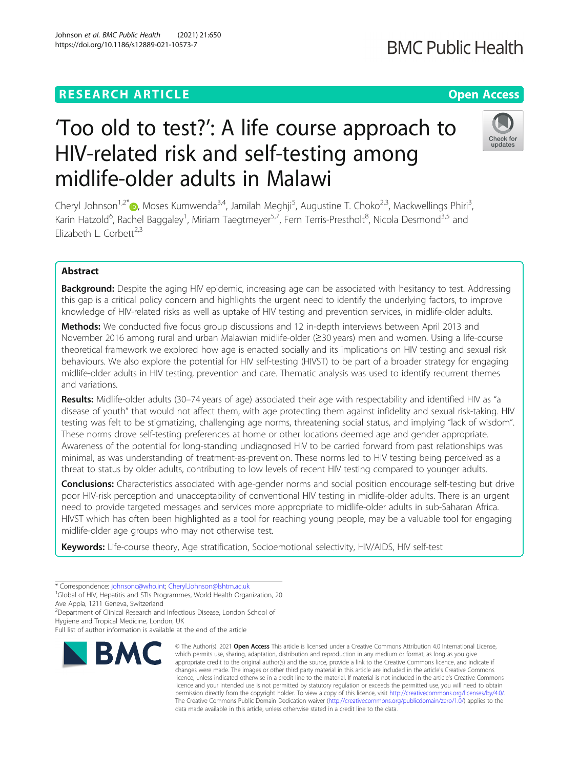RESEARCH ARTICLE

Open Access

# 'Too old to test?': A life course approach to HIV-related risk and self-testing among midlife-older adults in Malawi

Cheryl Johnson[1,2*], Moses Kumwenda[3,4], Jamilah Meghji[5], Augustine T. Choko[2,3], Mackwellings Phiri[3], Karin Hatzold[6], Rachel Baggaley[1], Miriam Taegtmeyer[5,7], Fern Terris-Prestholt[8], Nicola Desmond[3,5] and Elizabeth L. Corbett[2,3]

## Abstract

**Background:** Despite the aging HIV epidemic, increasing age can be associated with hesitancy to test. Addressing this gap is a critical policy concern and highlights the urgent need to identify the underlying factors, to improve knowledge of HIV-related risks as well as uptake of HIV testing and prevention services, in midlife-older adults.

**Methods:** We conducted five focus group discussions and 12 in-depth interviews between April 2013 and November 2016 among rural and urban Malawian midlife-older (≥30 years) men and women. Using a life-course theoretical framework we explored how age is enacted socially and its implications on HIV testing and sexual risk behaviours. We also explore the potential for HIV self-testing (HIVST) to be part of a broader strategy for engaging midlife-older adults in HIV testing, prevention and care. Thematic analysis was used to identify recurrent themes and variations.

**Results:** Midlife-older adults (30–74 years of age) associated their age with respectability and identified HIV as "a disease of youth" that would not affect them, with age protecting them against infidelity and sexual risk-taking. HIV testing was felt to be stigmatizing, challenging age norms, threatening social status, and implying "lack of wisdom". These norms drove self-testing preferences at home or other locations deemed age and gender appropriate. Awareness of the potential for long-standing undiagnosed HIV to be carried forward from past relationships was minimal, as was understanding of treatment-as-prevention. These norms led to HIV testing being perceived as a threat to status by older adults, contributing to low levels of recent HIV testing compared to younger adults.

**Conclusions:** Characteristics associated with age-gender norms and social position encourage self-testing but drive poor HIV-risk perception and unacceptability of conventional HIV testing in midlife-older adults. There is an urgent need to provide targeted messages and services more appropriate to midlife-older adults in sub-Saharan Africa. HIVST which has often been highlighted as a tool for reaching young people, may be a valuable tool for engaging midlife-older age groups who may not otherwise test.

**Keywords:** Life-course theory, Age stratification, Socioemotional selectivity, HIV/AIDS, HIV self-test

---

\* Correspondence: johnsonc@who.int; Cheryl.Johnson@lshtm.ac.uk
[1]Global of HIV, Hepatitis and STIs Programmes, World Health Organization, 20 Ave Appia, 1211 Geneva, Switzerland
[2]Department of Clinical Research and Infectious Disease, London School of Hygiene and Tropical Medicine, London, UK
Full list of author information is available at the end of the article

© The Author(s). 2021 **Open Access** This article is licensed under a Creative Commons Attribution 4.0 International License, which permits use, sharing, adaptation, distribution and reproduction in any medium or format, as long as you give appropriate credit to the original author(s) and the source, provide a link to the Creative Commons licence, and indicate if changes were made. The images or other third party material in this article are included in the article's Creative Commons licence, unless indicated otherwise in a credit line to the material. If material is not included in the article's Creative Commons licence and your intended use is not permitted by statutory regulation or exceeds the permitted use, you will need to obtain permission directly from the copyright holder. To view a copy of this licence, visit http://creativecommons.org/licenses/by/4.0/. The Creative Commons Public Domain Dedication waiver (http://creativecommons.org/publicdomain/zero/1.0/) applies to the data made available in this article, unless otherwise stated in a credit line to the data.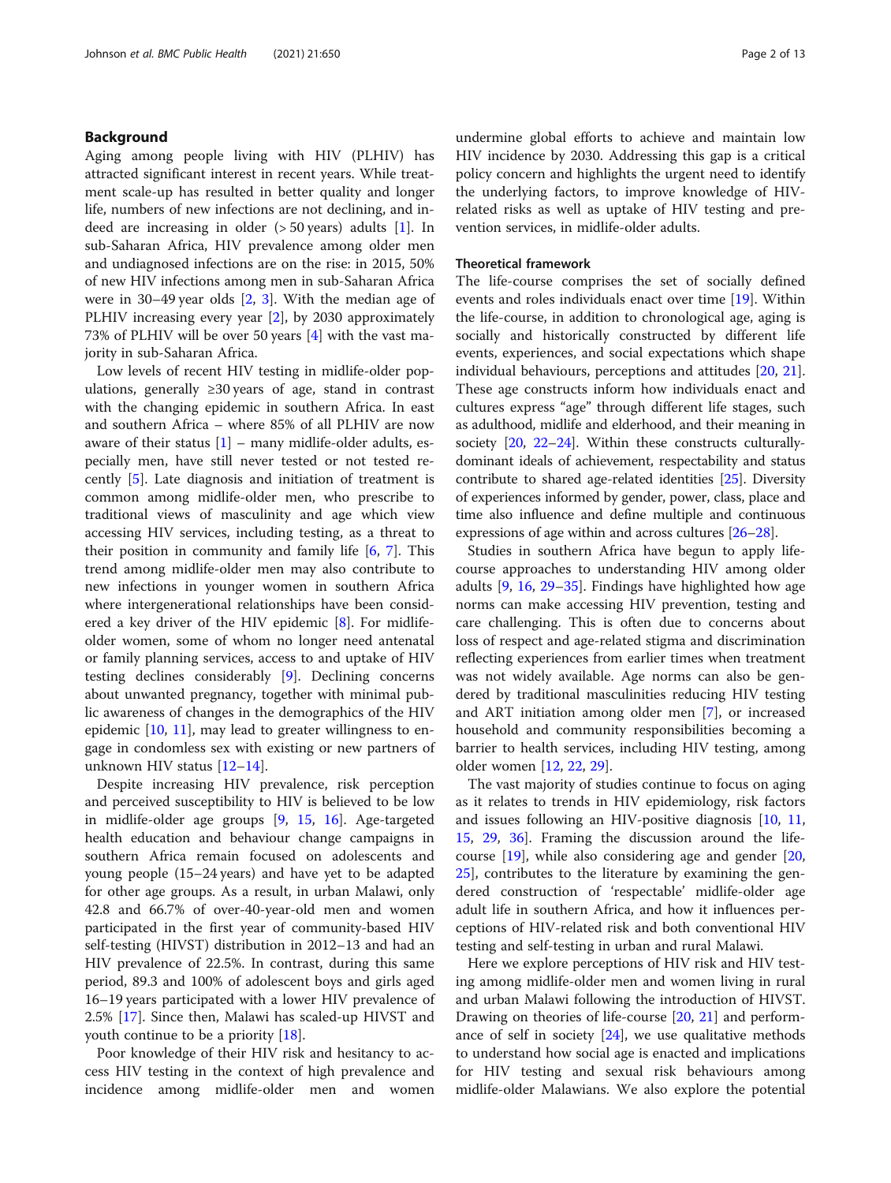## Background

Aging among people living with HIV (PLHIV) has attracted significant interest in recent years. While treatment scale-up has resulted in better quality and longer life, numbers of new infections are not declining, and indeed are increasing in older (> 50 years) adults [1]. In sub-Saharan Africa, HIV prevalence among older men and undiagnosed infections are on the rise: in 2015, 50% of new HIV infections among men in sub-Saharan Africa were in 30–49 year olds [2, 3]. With the median age of PLHIV increasing every year [2], by 2030 approximately 73% of PLHIV will be over 50 years [4] with the vast majority in sub-Saharan Africa.

Low levels of recent HIV testing in midlife-older populations, generally ≥30 years of age, stand in contrast with the changing epidemic in southern Africa. In east and southern Africa – where 85% of all PLHIV are now aware of their status [1] – many midlife-older adults, especially men, have still never tested or not tested recently [5]. Late diagnosis and initiation of treatment is common among midlife-older men, who prescribe to traditional views of masculinity and age which view accessing HIV services, including testing, as a threat to their position in community and family life [6, 7]. This trend among midlife-older men may also contribute to new infections in younger women in southern Africa where intergenerational relationships have been considered a key driver of the HIV epidemic [8]. For midlife-older women, some of whom no longer need antenatal or family planning services, access to and uptake of HIV testing declines considerably [9]. Declining concerns about unwanted pregnancy, together with minimal public awareness of changes in the demographics of the HIV epidemic [10, 11], may lead to greater willingness to engage in condomless sex with existing or new partners of unknown HIV status [12–14].

Despite increasing HIV prevalence, risk perception and perceived susceptibility to HIV is believed to be low in midlife-older age groups [9, 15, 16]. Age-targeted health education and behaviour change campaigns in southern Africa remain focused on adolescents and young people (15–24 years) and have yet to be adapted for other age groups. As a result, in urban Malawi, only 42.8 and 66.7% of over-40-year-old men and women participated in the first year of community-based HIV self-testing (HIVST) distribution in 2012–13 and had an HIV prevalence of 22.5%. In contrast, during this same period, 89.3 and 100% of adolescent boys and girls aged 16–19 years participated with a lower HIV prevalence of 2.5% [17]. Since then, Malawi has scaled-up HIVST and youth continue to be a priority [18].

Poor knowledge of their HIV risk and hesitancy to access HIV testing in the context of high prevalence and incidence among midlife-older men and women undermine global efforts to achieve and maintain low HIV incidence by 2030. Addressing this gap is a critical policy concern and highlights the urgent need to identify the underlying factors, to improve knowledge of HIV-related risks as well as uptake of HIV testing and prevention services, in midlife-older adults.

### Theoretical framework

The life-course comprises the set of socially defined events and roles individuals enact over time [19]. Within the life-course, in addition to chronological age, aging is socially and historically constructed by different life events, experiences, and social expectations which shape individual behaviours, perceptions and attitudes [20, 21]. These age constructs inform how individuals enact and cultures express "age" through different life stages, such as adulthood, midlife and elderhood, and their meaning in society [20, 22–24]. Within these constructs culturally-dominant ideals of achievement, respectability and status contribute to shared age-related identities [25]. Diversity of experiences informed by gender, power, class, place and time also influence and define multiple and continuous expressions of age within and across cultures [26–28].

Studies in southern Africa have begun to apply life-course approaches to understanding HIV among older adults [9, 16, 29–35]. Findings have highlighted how age norms can make accessing HIV prevention, testing and care challenging. This is often due to concerns about loss of respect and age-related stigma and discrimination reflecting experiences from earlier times when treatment was not widely available. Age norms can also be gendered by traditional masculinities reducing HIV testing and ART initiation among older men [7], or increased household and community responsibilities becoming a barrier to health services, including HIV testing, among older women [12, 22, 29].

The vast majority of studies continue to focus on aging as it relates to trends in HIV epidemiology, risk factors and issues following an HIV-positive diagnosis [10, 11, 15, 29, 36]. Framing the discussion around the life-course [19], while also considering age and gender [20, 25], contributes to the literature by examining the gendered construction of 'respectable' midlife-older age adult life in southern Africa, and how it influences perceptions of HIV-related risk and both conventional HIV testing and self-testing in urban and rural Malawi.

Here we explore perceptions of HIV risk and HIV testing among midlife-older men and women living in rural and urban Malawi following the introduction of HIVST. Drawing on theories of life-course [20, 21] and performance of self in society [24], we use qualitative methods to understand how social age is enacted and implications for HIV testing and sexual risk behaviours among midlife-older Malawians. We also explore the potential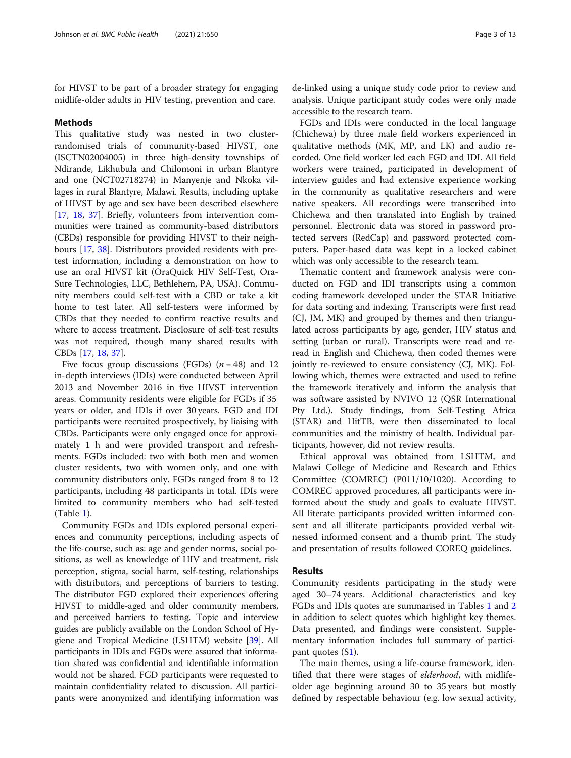for HIVST to be part of a broader strategy for engaging midlife-older adults in HIV testing, prevention and care.

## Methods

This qualitative study was nested in two cluster-randomised trials of community-based HIVST, one (ISCTN02004005) in three high-density townships of Ndirande, Likhubula and Chilomoni in urban Blantyre and one (NCT02718274) in Manyenje and Nkoka villages in rural Blantyre, Malawi. Results, including uptake of HIVST by age and sex have been described elsewhere [17, 18, 37]. Briefly, volunteers from intervention communities were trained as community-based distributors (CBDs) responsible for providing HIVST to their neighbours [17, 38]. Distributors provided residents with pre-test information, including a demonstration on how to use an oral HIVST kit (OraQuick HIV Self-Test, OraSure Technologies, LLC, Bethlehem, PA, USA). Community members could self-test with a CBD or take a kit home to test later. All self-testers were informed by CBDs that they needed to confirm reactive results and where to access treatment. Disclosure of self-test results was not required, though many shared results with CBDs [17, 18, 37].

Five focus group discussions (FGDs) ($n = 48$) and 12 in-depth interviews (IDIs) were conducted between April 2013 and November 2016 in five HIVST intervention areas. Community residents were eligible for FGDs if 35 years or older, and IDIs if over 30 years. FGD and IDI participants were recruited prospectively, by liaising with CBDs. Participants were only engaged once for approximately 1 h and were provided transport and refreshments. FGDs included: two with both men and women cluster residents, two with women only, and one with community distributors only. FGDs ranged from 8 to 12 participants, including 48 participants in total. IDIs were limited to community members who had self-tested (Table 1).

Community FGDs and IDIs explored personal experiences and community perceptions, including aspects of the life-course, such as: age and gender norms, social positions, as well as knowledge of HIV and treatment, risk perception, stigma, social harm, self-testing, relationships with distributors, and perceptions of barriers to testing. The distributor FGD explored their experiences offering HIVST to middle-aged and older community members, and perceived barriers to testing. Topic and interview guides are publicly available on the London School of Hygiene and Tropical Medicine (LSHTM) website [39]. All participants in IDIs and FGDs were assured that information shared was confidential and identifiable information would not be shared. FGD participants were requested to maintain confidentiality related to discussion. All participants were anonymized and identifying information was de-linked using a unique study code prior to review and analysis. Unique participant study codes were only made accessible to the research team.

FGDs and IDIs were conducted in the local language (Chichewa) by three male field workers experienced in qualitative methods (MK, MP, and LK) and audio recorded. One field worker led each FGD and IDI. All field workers were trained, participated in development of interview guides and had extensive experience working in the community as qualitative researchers and were native speakers. All recordings were transcribed into Chichewa and then translated into English by trained personnel. Electronic data was stored in password protected servers (RedCap) and password protected computers. Paper-based data was kept in a locked cabinet which was only accessible to the research team.

Thematic content and framework analysis were conducted on FGD and IDI transcripts using a common coding framework developed under the STAR Initiative for data sorting and indexing. Transcripts were first read (CJ, JM, MK) and grouped by themes and then triangulated across participants by age, gender, HIV status and setting (urban or rural). Transcripts were read and re-read in English and Chichewa, then coded themes were jointly re-reviewed to ensure consistency (CJ, MK). Following which, themes were extracted and used to refine the framework iteratively and inform the analysis that was software assisted by NVIVO 12 (QSR International Pty Ltd.). Study findings, from Self-Testing Africa (STAR) and HitTB, were then disseminated to local communities and the ministry of health. Individual participants, however, did not review results.

Ethical approval was obtained from LSHTM, and Malawi College of Medicine and Research and Ethics Committee (COMREC) (P011/10/1020). According to COMREC approved procedures, all participants were informed about the study and goals to evaluate HIVST. All literate participants provided written informed consent and all illiterate participants provided verbal witnessed informed consent and a thumb print. The study and presentation of results followed COREQ guidelines.

## Results

Community residents participating in the study were aged 30–74 years. Additional characteristics and key FGDs and IDIs quotes are summarised in Tables 1 and 2 in addition to select quotes which highlight key themes. Data presented, and findings were consistent. Supplementary information includes full summary of participant quotes (S1).

The main themes, using a life-course framework, identified that there were stages of *elderhood*, with midlife-older age beginning around 30 to 35 years but mostly defined by respectable behaviour (e.g. low sexual activity,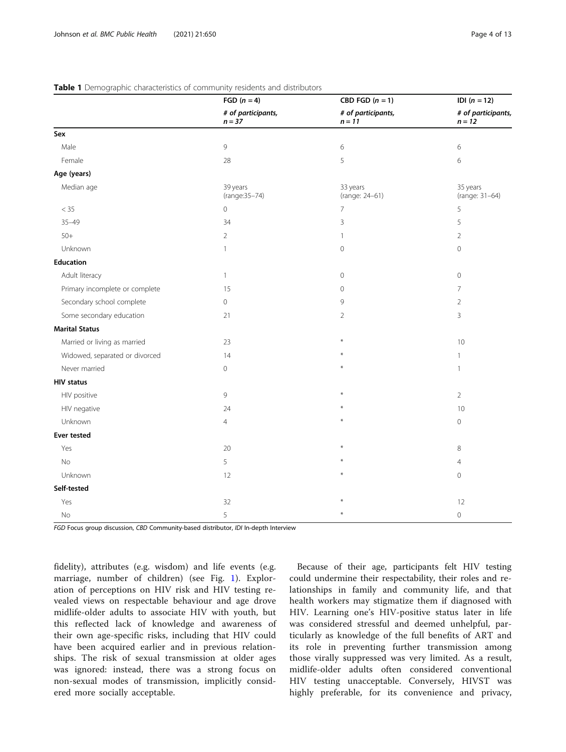**Table 1** Demographic characteristics of community residents and distributors

| | FGD ($n = 4$) | CBD FGD ($n = 1$) | IDI ($n = 12$) |
|---|---|---|---|
| | *# of participants, n = 37* | *# of participants, n = 11* | *# of participants, n = 12* |
| **Sex** | | | |
| Male | 9 | 6 | 6 |
| Female | 28 | 5 | 6 |
| **Age (years)** | | | |
| Median age | 39 years (range:35–74) | 33 years (range: 24–61) | 35 years (range: 31–64) |
| < 35 | 0 | 7 | 5 |
| 35–49 | 34 | 3 | 5 |
| 50+ | 2 | 1 | 2 |
| Unknown | 1 | 0 | 0 |
| **Education** | | | |
| Adult literacy | 1 | 0 | 0 |
| Primary incomplete or complete | 15 | 0 | 7 |
| Secondary school complete | 0 | 9 | 2 |
| Some secondary education | 21 | 2 | 3 |
| **Marital Status** | | | |
| Married or living as married | 23 | * | 10 |
| Widowed, separated or divorced | 14 | * | 1 |
| Never married | 0 | * | 1 |
| **HIV status** | | | |
| HIV positive | 9 | * | 2 |
| HIV negative | 24 | * | 10 |
| Unknown | 4 | * | 0 |
| **Ever tested** | | | |
| Yes | 20 | * | 8 |
| No | 5 | * | 4 |
| Unknown | 12 | * | 0 |
| **Self-tested** | | | |
| Yes | 32 | * | 12 |
| No | 5 | * | 0 |

*FGD* Focus group discussion, *CBD* Community-based distributor, *IDI* In-depth Interview

fidelity), attributes (e.g. wisdom) and life events (e.g. marriage, number of children) (see Fig. 1). Exploration of perceptions on HIV risk and HIV testing revealed views on respectable behaviour and age drove midlife-older adults to associate HIV with youth, but this reflected lack of knowledge and awareness of their own age-specific risks, including that HIV could have been acquired earlier and in previous relationships. The risk of sexual transmission at older ages was ignored: instead, there was a strong focus on non-sexual modes of transmission, implicitly considered more socially acceptable.

Because of their age, participants felt HIV testing could undermine their respectability, their roles and relationships in family and community life, and that health workers may stigmatize them if diagnosed with HIV. Learning one's HIV-positive status later in life was considered stressful and deemed unhelpful, particularly as knowledge of the full benefits of ART and its role in preventing further transmission among those virally suppressed was very limited. As a result, midlife-older adults often considered conventional HIV testing unacceptable. Conversely, HIVST was highly preferable, for its convenience and privacy,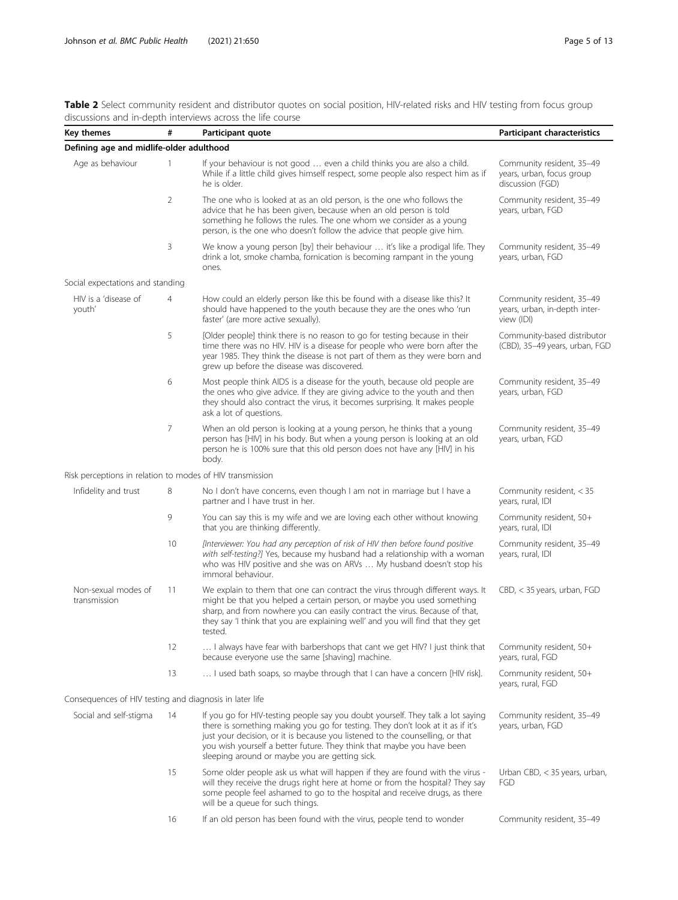**Table 2** Select community resident and distributor quotes on social position, HIV-related risks and HIV testing from focus group discussions and in-depth interviews across the life course

| Key themes | # | Participant quote | Participant characteristics |
|---|---|---|---|
| **Defining age and midlife-older adulthood** | | | |
| Age as behaviour | 1 | If your behaviour is not good … even a child thinks you are also a child. While if a little child gives himself respect, some people also respect him as if he is older. | Community resident, 35–49 years, urban, focus group discussion (FGD) |
| | 2 | The one who is looked at as an old person, is the one who follows the advice that he has been given, because when an old person is told something he follows the rules. The one whom we consider as a young person, is the one who doesn't follow the advice that people give him. | Community resident, 35–49 years, urban, FGD |
| | 3 | We know a young person [by] their behaviour … it's like a prodigal life. They drink a lot, smoke chamba, fornication is becoming rampant in the young ones. | Community resident, 35–49 years, urban, FGD |
| Social expectations and standing | | | |
| HIV is a 'disease of youth' | 4 | How could an elderly person like this be found with a disease like this? It should have happened to the youth because they are the ones who 'run faster' (are more active sexually). | Community resident, 35–49 years, urban, in-depth interview (IDI) |
| | 5 | [Older people] think there is no reason to go for testing because in their time there was no HIV. HIV is a disease for people who were born after the year 1985. They think the disease is not part of them as they were born and grew up before the disease was discovered. | Community-based distributor (CBD), 35–49 years, urban, FGD |
| | 6 | Most people think AIDS is a disease for the youth, because old people are the ones who give advice. If they are giving advice to the youth and then they should also contract the virus, it becomes surprising. It makes people ask a lot of questions. | Community resident, 35–49 years, urban, FGD |
| | 7 | When an old person is looking at a young person, he thinks that a young person has [HIV] in his body. But when a young person is looking at an old person he is 100% sure that this old person does not have any [HIV] in his body. | Community resident, 35–49 years, urban, FGD |
| Risk perceptions in relation to modes of HIV transmission | | | |
| Infidelity and trust | 8 | No I don't have concerns, even though I am not in marriage but I have a partner and I have trust in her. | Community resident, < 35 years, rural, IDI |
| | 9 | You can say this is my wife and we are loving each other without knowing that you are thinking differently. | Community resident, 50+ years, rural, IDI |
| | 10 | *[Interviewer: You had any perception of risk of HIV then before found positive with self-testing?]* Yes, because my husband had a relationship with a woman who was HIV positive and she was on ARVs … My husband doesn't stop his immoral behaviour. | Community resident, 35–49 years, rural, IDI |
| Non-sexual modes of transmission | 11 | We explain to them that one can contract the virus through different ways. It might be that you helped a certain person, or maybe you used something sharp, and from nowhere you can easily contract the virus. Because of that, they say 'I think that you are explaining well' and you will find that they get tested. | CBD, < 35 years, urban, FGD |
| | 12 | … I always have fear with barbershops that cant we get HIV? I just think that because everyone use the same [shaving] machine. | Community resident, 50+ years, rural, FGD |
| | 13 | … I used bath soaps, so maybe through that I can have a concern [HIV risk]. | Community resident, 50+ years, rural, FGD |
| Consequences of HIV testing and diagnosis in later life | | | |
| Social and self-stigma | 14 | If you go for HIV-testing people say you doubt yourself. They talk a lot saying there is something making you go for testing. They don't look at it as if it's just your decision, or it is because you listened to the counselling, or that you wish yourself a better future. They think that maybe you have been sleeping around or maybe you are getting sick. | Community resident, 35–49 years, urban, FGD |
| | 15 | Some older people ask us what will happen if they are found with the virus - will they receive the drugs right here at home or from the hospital? They say some people feel ashamed to go to the hospital and receive drugs, as there will be a queue for such things. | Urban CBD, < 35 years, urban, FGD |
| | 16 | If an old person has been found with the virus, people tend to wonder | Community resident, 35–49 |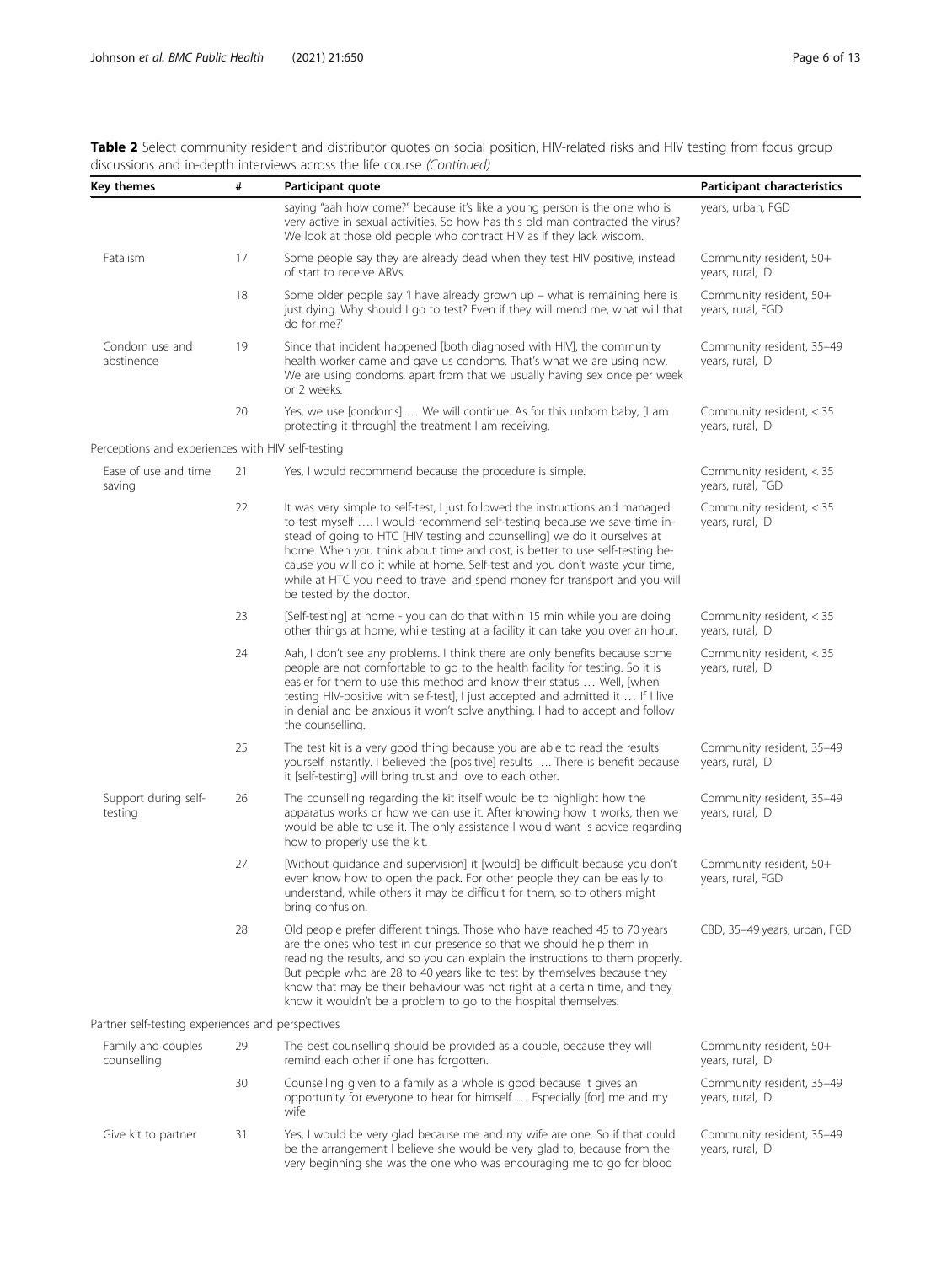**Table 2** Select community resident and distributor quotes on social position, HIV-related risks and HIV testing from focus group discussions and in-depth interviews across the life course *(Continued)*

| Key themes | # | Participant quote | Participant characteristics |
|---|---|---|---|
| | | saying "aah how come?" because it's like a young person is the one who is very active in sexual activities. So how has this old man contracted the virus? We look at those old people who contract HIV as if they lack wisdom. | years, urban, FGD |
| Fatalism | 17 | Some people say they are already dead when they test HIV positive, instead of start to receive ARVs. | Community resident, 50+ years, rural, IDI |
| | 18 | Some older people say 'I have already grown up – what is remaining here is just dying. Why should I go to test? Even if they will mend me, what will that do for me?' | Community resident, 50+ years, rural, FGD |
| Condom use and abstinence | 19 | Since that incident happened [both diagnosed with HIV], the community health worker came and gave us condoms. That's what we are using now. We are using condoms, apart from that we usually having sex once per week or 2 weeks. | Community resident, 35–49 years, rural, IDI |
| | 20 | Yes, we use [condoms] … We will continue. As for this unborn baby, [I am protecting it through] the treatment I am receiving. | Community resident, < 35 years, rural, IDI |
| *Perceptions and experiences with HIV self-testing* | | | |
| Ease of use and time saving | 21 | Yes, I would recommend because the procedure is simple. | Community resident, < 35 years, rural, FGD |
| | 22 | It was very simple to self-test, I just followed the instructions and managed to test myself …. I would recommend self-testing because we save time instead of going to HTC [HIV testing and counselling] we do it ourselves at home. When you think about time and cost, is better to use self-testing because you will do it while at home. Self-test and you don't waste your time, while at HTC you need to travel and spend money for transport and you will be tested by the doctor. | Community resident, < 35 years, rural, IDI |
| | 23 | [Self-testing] at home - you can do that within 15 min while you are doing other things at home, while testing at a facility it can take you over an hour. | Community resident, < 35 years, rural, IDI |
| | 24 | Aah, I don't see any problems. I think there are only benefits because some people are not comfortable to go to the health facility for testing. So it is easier for them to use this method and know their status … Well, [when testing HIV-positive with self-test], I just accepted and admitted it … If I live in denial and be anxious it won't solve anything. I had to accept and follow the counselling. | Community resident, < 35 years, rural, IDI |
| | 25 | The test kit is a very good thing because you are able to read the results yourself instantly. I believed the [positive] results …. There is benefit because it [self-testing] will bring trust and love to each other. | Community resident, 35–49 years, rural, IDI |
| Support during self-testing | 26 | The counselling regarding the kit itself would be to highlight how the apparatus works or how we can use it. After knowing how it works, then we would be able to use it. The only assistance I would want is advice regarding how to properly use the kit. | Community resident, 35–49 years, rural, IDI |
| | 27 | [Without guidance and supervision] it [would] be difficult because you don't even know how to open the pack. For other people they can be easily to understand, while others it may be difficult for them, so to others might bring confusion. | Community resident, 50+ years, rural, FGD |
| | 28 | Old people prefer different things. Those who have reached 45 to 70 years are the ones who test in our presence so that we should help them in reading the results, and so you can explain the instructions to them properly. But people who are 28 to 40 years like to test by themselves because they know that may be their behaviour was not right at a certain time, and they know it wouldn't be a problem to go to the hospital themselves. | CBD, 35–49 years, urban, FGD |
| *Partner self-testing experiences and perspectives* | | | |
| Family and couples counselling | 29 | The best counselling should be provided as a couple, because they will remind each other if one has forgotten. | Community resident, 50+ years, rural, IDI |
| | 30 | Counselling given to a family as a whole is good because it gives an opportunity for everyone to hear for himself … Especially [for] me and my wife | Community resident, 35–49 years, rural, IDI |
| Give kit to partner | 31 | Yes, I would be very glad because me and my wife are one. So if that could be the arrangement I believe she would be very glad to, because from the very beginning she was the one who was encouraging me to go for blood | Community resident, 35–49 years, rural, IDI |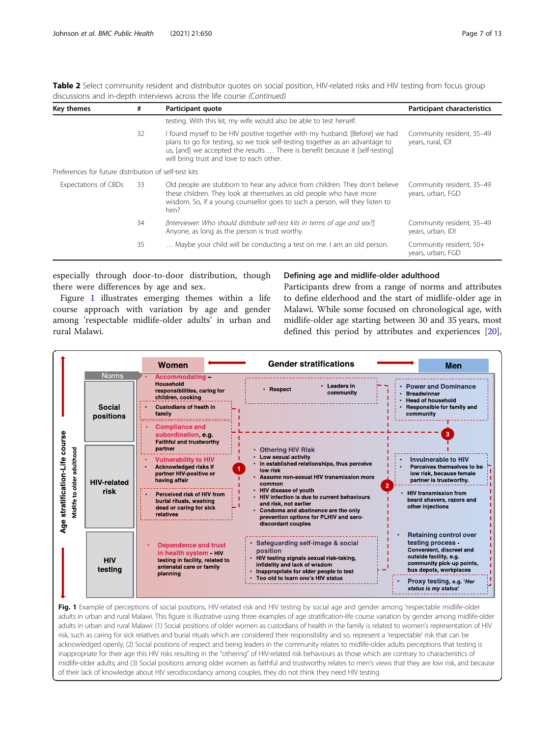**Table 2** Select community resident and distributor quotes on social position, HIV-related risks and HIV testing from focus group discussions and in-depth interviews across the life course *(Continued)*

| Key themes | # | Participant quote | Participant characteristics |
|---|---|---|---|
| | | testing. With this kit, my wife would also be able to test herself. | |
| | 32 | I found myself to be HIV positive together with my husband. [Before] we had plans to go for testing, so we took self-testing together as an advantage to us, [and] we accepted the results … There is benefit because it [self-testing] will bring trust and love to each other. | Community resident, 35–49 years, rural, IDI |
| Preferences for future distribution of self-test kits | | | |
| Expectations of CBDs | 33 | Old people are stubborn to hear any advice from children. They don't believe these children. They look at themselves as old people who have more wisdom. So, if a young counsellor goes to such a person, will they listen to him? | Community resident, 35–49 years, urban, FGD |
| | 34 | *[Interviewer: Who should distribute self-test kits in terms of age and sex?]* Anyone, as long as the person is trust worthy. | Community resident, 35–49 years, urban, IDI |
| | 35 | … Maybe your child will be conducting a test on me. I am an old person. | Community resident, 50+ years, urban, FGD |

especially through door-to-door distribution, though there were differences by age and sex.

Figure 1 illustrates emerging themes within a life course approach with variation by age and gender among 'respectable midlife-older adults' in urban and rural Malawi.

### Defining age and midlife-older adulthood

Participants drew from a range of norms and attributes to define elderhood and the start of midlife-older age in Malawi. While some focused on chronological age, with midlife-older age starting between 30 and 35 years, most defined this period by attributes and experiences [20],

**Fig. 1** Example of perceptions of social positions, HIV-related risk and HIV testing by social age and gender among 'respectable midlife-older adults in urban and rural Malawi. This figure is illustrative using three examples of age stratification-life course variation by gender among midlife-older adults in urban and rural Malawi: (1) Social positions of older women as custodians of health in the family is related to women's representation of HIV risk, such as caring for sick relatives and burial rituals which are considered their responsibility and so, represent a 'respectable' risk that can be acknowledged openly; (2) Social positions of respect and being leaders in the community relates to midlife-older adults perceptions that testing is inappropriate for their age this HIV risks resulting in the "othering" of HIV-related risk behaviours as those which are contrary to characteristics of midlife-older adults; and (3) Social positions among older women as faithful and trustworthy relates to men's views that they are low risk, and because of their lack of knowledge about HIV serodiscordancy among couples, they do not think they need HIV testing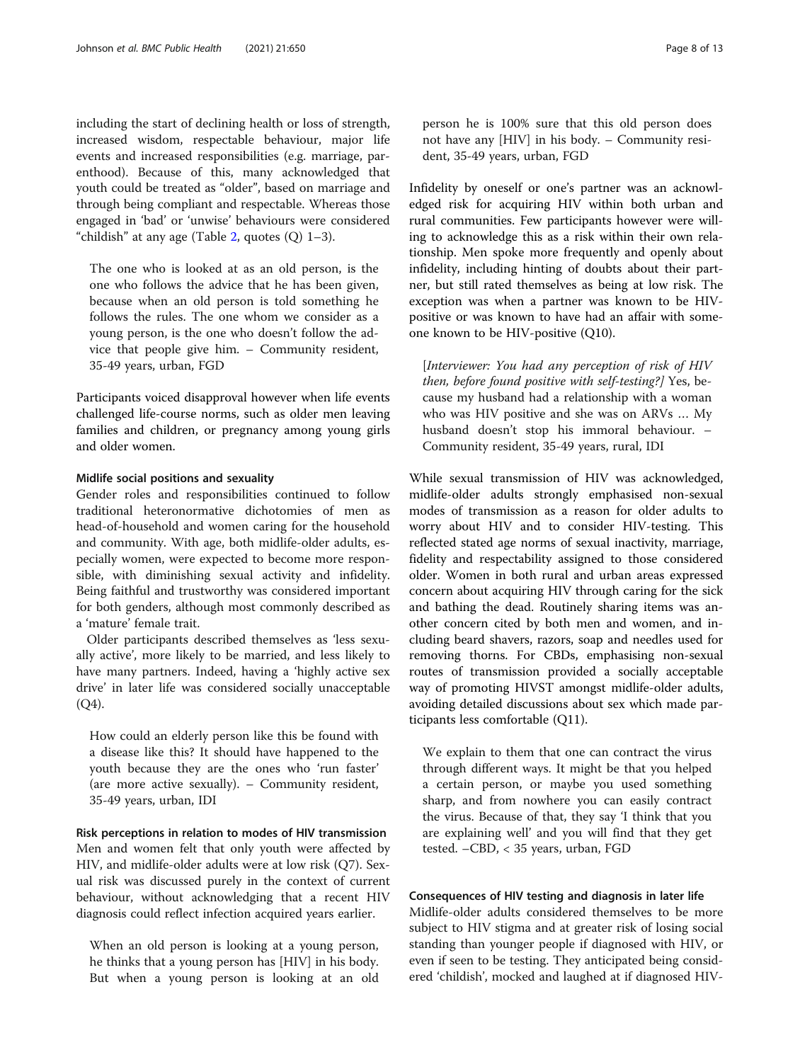including the start of declining health or loss of strength, increased wisdom, respectable behaviour, major life events and increased responsibilities (e.g. marriage, parenthood). Because of this, many acknowledged that youth could be treated as "older", based on marriage and through being compliant and respectable. Whereas those engaged in 'bad' or 'unwise' behaviours were considered "childish" at any age (Table 2, quotes (Q) 1–3).

> The one who is looked at as an old person, is the one who follows the advice that he has been given, because when an old person is told something he follows the rules. The one whom we consider as a young person, is the one who doesn't follow the advice that people give him. – Community resident, 35-49 years, urban, FGD

Participants voiced disapproval however when life events challenged life-course norms, such as older men leaving families and children, or pregnancy among young girls and older women.

#### Midlife social positions and sexuality

Gender roles and responsibilities continued to follow traditional heteronormative dichotomies of men as head-of-household and women caring for the household and community. With age, both midlife-older adults, especially women, were expected to become more responsible, with diminishing sexual activity and infidelity. Being faithful and trustworthy was considered important for both genders, although most commonly described as a 'mature' female trait.

Older participants described themselves as 'less sexually active', more likely to be married, and less likely to have many partners. Indeed, having a 'highly active sex drive' in later life was considered socially unacceptable (Q4).

> How could an elderly person like this be found with a disease like this? It should have happened to the youth because they are the ones who 'run faster' (are more active sexually). – Community resident, 35-49 years, urban, IDI

#### Risk perceptions in relation to modes of HIV transmission

Men and women felt that only youth were affected by HIV, and midlife-older adults were at low risk (Q7). Sexual risk was discussed purely in the context of current behaviour, without acknowledging that a recent HIV diagnosis could reflect infection acquired years earlier.

> When an old person is looking at a young person, he thinks that a young person has [HIV] in his body. But when a young person is looking at an old person he is 100% sure that this old person does not have any [HIV] in his body. – Community resident, 35-49 years, urban, FGD

Infidelity by oneself or one's partner was an acknowledged risk for acquiring HIV within both urban and rural communities. Few participants however were willing to acknowledge this as a risk within their own relationship. Men spoke more frequently and openly about infidelity, including hinting of doubts about their partner, but still rated themselves as being at low risk. The exception was when a partner was known to be HIV-positive or was known to have had an affair with someone known to be HIV-positive (Q10).

> [*Interviewer: You had any perception of risk of HIV then, before found positive with self-testing?*] Yes, because my husband had a relationship with a woman who was HIV positive and she was on ARVs … My husband doesn't stop his immoral behaviour. – Community resident, 35-49 years, rural, IDI

While sexual transmission of HIV was acknowledged, midlife-older adults strongly emphasised non-sexual modes of transmission as a reason for older adults to worry about HIV and to consider HIV-testing. This reflected stated age norms of sexual inactivity, marriage, fidelity and respectability assigned to those considered older. Women in both rural and urban areas expressed concern about acquiring HIV through caring for the sick and bathing the dead. Routinely sharing items was another concern cited by both men and women, and including beard shavers, razors, soap and needles used for removing thorns. For CBDs, emphasising non-sexual routes of transmission provided a socially acceptable way of promoting HIVST amongst midlife-older adults, avoiding detailed discussions about sex which made participants less comfortable (Q11).

> We explain to them that one can contract the virus through different ways. It might be that you helped a certain person, or maybe you used something sharp, and from nowhere you can easily contract the virus. Because of that, they say 'I think that you are explaining well' and you will find that they get tested. –CBD, < 35 years, urban, FGD

#### Consequences of HIV testing and diagnosis in later life

Midlife-older adults considered themselves to be more subject to HIV stigma and at greater risk of losing social standing than younger people if diagnosed with HIV, or even if seen to be testing. They anticipated being considered 'childish', mocked and laughed at if diagnosed HIV-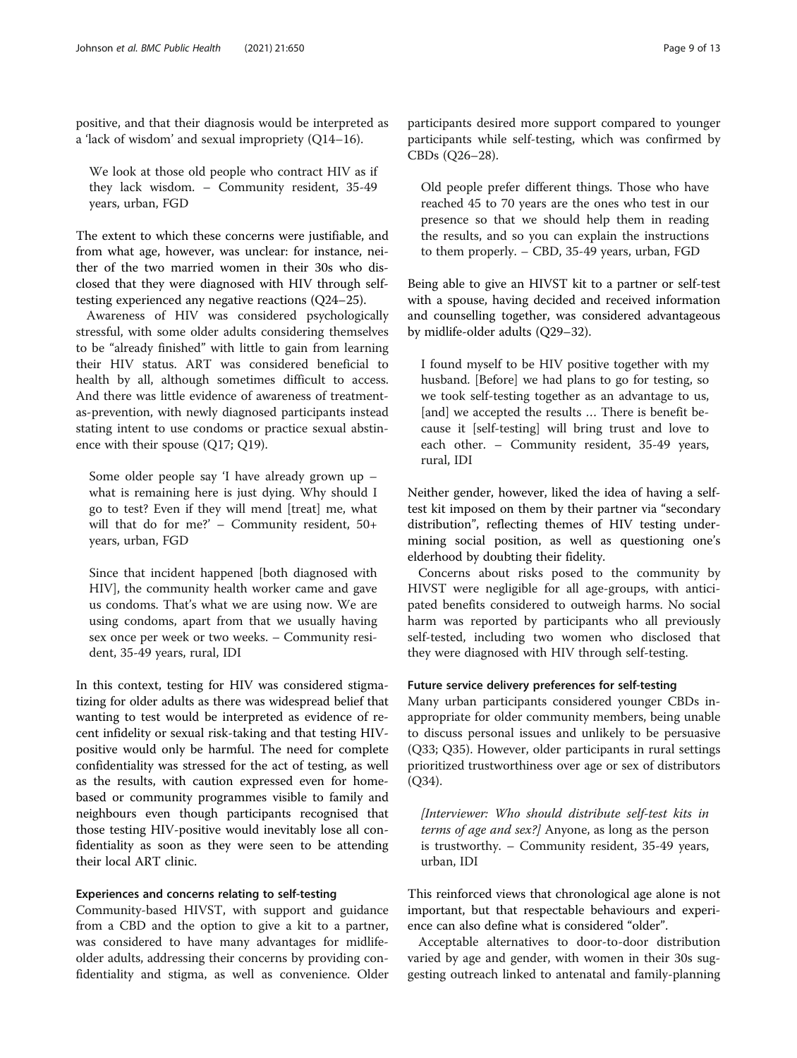positive, and that their diagnosis would be interpreted as a 'lack of wisdom' and sexual impropriety (Q14–16).

> We look at those old people who contract HIV as if they lack wisdom. – Community resident, 35-49 years, urban, FGD

The extent to which these concerns were justifiable, and from what age, however, was unclear: for instance, neither of the two married women in their 30s who disclosed that they were diagnosed with HIV through self-testing experienced any negative reactions (Q24–25).

Awareness of HIV was considered psychologically stressful, with some older adults considering themselves to be "already finished" with little to gain from learning their HIV status. ART was considered beneficial to health by all, although sometimes difficult to access. And there was little evidence of awareness of treatment-as-prevention, with newly diagnosed participants instead stating intent to use condoms or practice sexual abstinence with their spouse (Q17; Q19).

> Some older people say 'I have already grown up – what is remaining here is just dying. Why should I go to test? Even if they will mend [treat] me, what will that do for me?' – Community resident, 50+ years, urban, FGD

> Since that incident happened [both diagnosed with HIV], the community health worker came and gave us condoms. That's what we are using now. We are using condoms, apart from that we usually having sex once per week or two weeks. – Community resident, 35-49 years, rural, IDI

In this context, testing for HIV was considered stigmatizing for older adults as there was widespread belief that wanting to test would be interpreted as evidence of recent infidelity or sexual risk-taking and that testing HIV-positive would only be harmful. The need for complete confidentiality was stressed for the act of testing, as well as the results, with caution expressed even for home-based or community programmes visible to family and neighbours even though participants recognised that those testing HIV-positive would inevitably lose all confidentiality as soon as they were seen to be attending their local ART clinic.

### Experiences and concerns relating to self-testing

Community-based HIVST, with support and guidance from a CBD and the option to give a kit to a partner, was considered to have many advantages for midlife-older adults, addressing their concerns by providing confidentiality and stigma, as well as convenience. Older participants desired more support compared to younger participants while self-testing, which was confirmed by CBDs (Q26–28).

> Old people prefer different things. Those who have reached 45 to 70 years are the ones who test in our presence so that we should help them in reading the results, and so you can explain the instructions to them properly. – CBD, 35-49 years, urban, FGD

Being able to give an HIVST kit to a partner or self-test with a spouse, having decided and received information and counselling together, was considered advantageous by midlife-older adults (Q29–32).

> I found myself to be HIV positive together with my husband. [Before] we had plans to go for testing, so we took self-testing together as an advantage to us, [and] we accepted the results … There is benefit because it [self-testing] will bring trust and love to each other. – Community resident, 35-49 years, rural, IDI

Neither gender, however, liked the idea of having a self-test kit imposed on them by their partner via "secondary distribution", reflecting themes of HIV testing undermining social position, as well as questioning one's elderhood by doubting their fidelity.

Concerns about risks posed to the community by HIVST were negligible for all age-groups, with anticipated benefits considered to outweigh harms. No social harm was reported by participants who all previously self-tested, including two women who disclosed that they were diagnosed with HIV through self-testing.

### Future service delivery preferences for self-testing

Many urban participants considered younger CBDs inappropriate for older community members, being unable to discuss personal issues and unlikely to be persuasive (Q33; Q35). However, older participants in rural settings prioritized trustworthiness over age or sex of distributors (Q34).

> *[Interviewer: Who should distribute self-test kits in terms of age and sex?]* Anyone, as long as the person is trustworthy. – Community resident, 35-49 years, urban, IDI

This reinforced views that chronological age alone is not important, but that respectable behaviours and experience can also define what is considered "older".

Acceptable alternatives to door-to-door distribution varied by age and gender, with women in their 30s suggesting outreach linked to antenatal and family-planning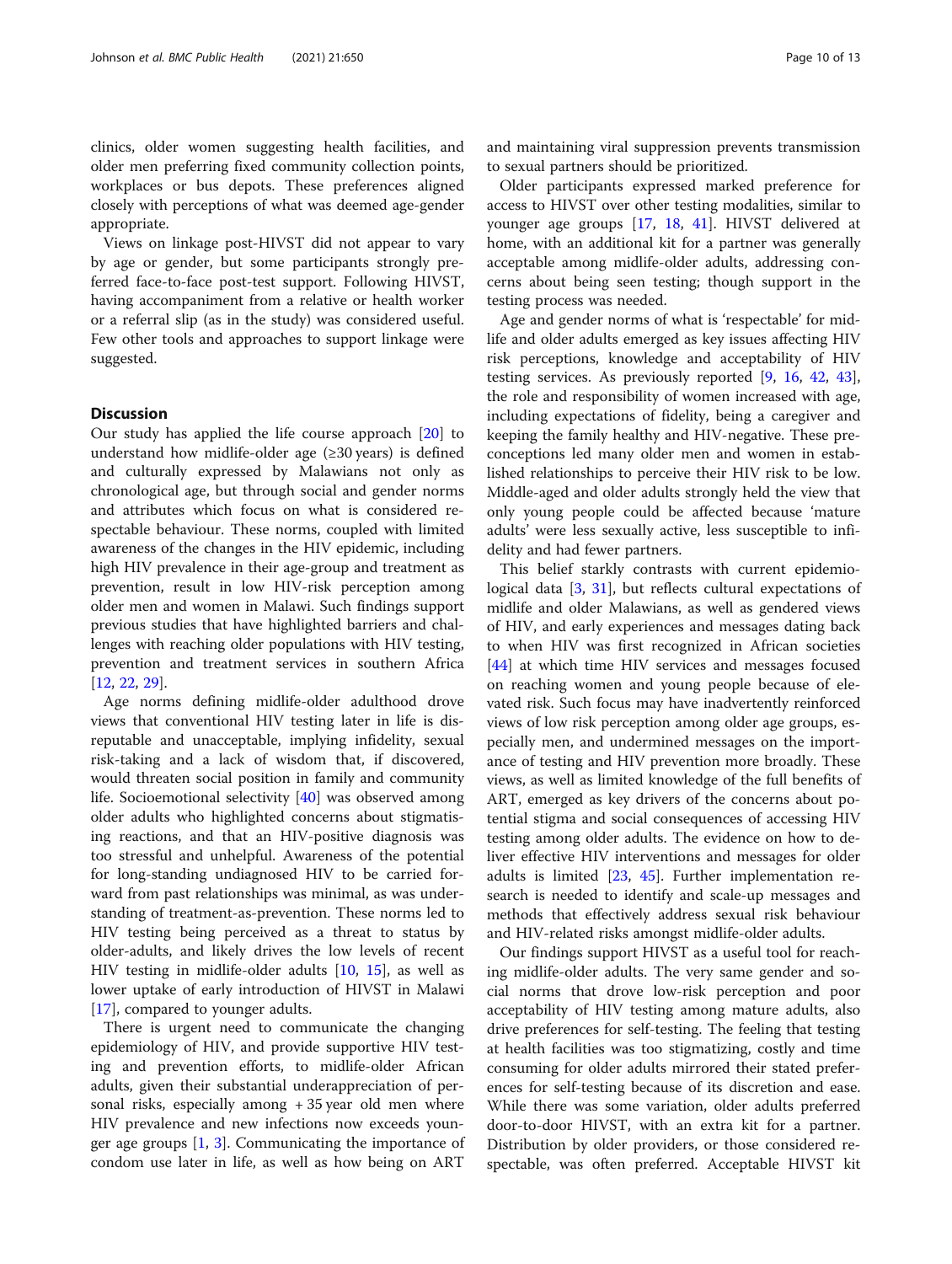clinics, older women suggesting health facilities, and older men preferring fixed community collection points, workplaces or bus depots. These preferences aligned closely with perceptions of what was deemed age-gender appropriate.

Views on linkage post-HIVST did not appear to vary by age or gender, but some participants strongly preferred face-to-face post-test support. Following HIVST, having accompaniment from a relative or health worker or a referral slip (as in the study) was considered useful. Few other tools and approaches to support linkage were suggested.

## Discussion

Our study has applied the life course approach [20] to understand how midlife-older age (≥30 years) is defined and culturally expressed by Malawians not only as chronological age, but through social and gender norms and attributes which focus on what is considered respectable behaviour. These norms, coupled with limited awareness of the changes in the HIV epidemic, including high HIV prevalence in their age-group and treatment as prevention, result in low HIV-risk perception among older men and women in Malawi. Such findings support previous studies that have highlighted barriers and challenges with reaching older populations with HIV testing, prevention and treatment services in southern Africa [12, 22, 29].

Age norms defining midlife-older adulthood drove views that conventional HIV testing later in life is disreputable and unacceptable, implying infidelity, sexual risk-taking and a lack of wisdom that, if discovered, would threaten social position in family and community life. Socioemotional selectivity [40] was observed among older adults who highlighted concerns about stigmatising reactions, and that an HIV-positive diagnosis was too stressful and unhelpful. Awareness of the potential for long-standing undiagnosed HIV to be carried forward from past relationships was minimal, as was understanding of treatment-as-prevention. These norms led to HIV testing being perceived as a threat to status by older-adults, and likely drives the low levels of recent HIV testing in midlife-older adults [10, 15], as well as lower uptake of early introduction of HIVST in Malawi [17], compared to younger adults.

There is urgent need to communicate the changing epidemiology of HIV, and provide supportive HIV testing and prevention efforts, to midlife-older African adults, given their substantial underappreciation of personal risks, especially among + 35 year old men where HIV prevalence and new infections now exceeds younger age groups [1, 3]. Communicating the importance of condom use later in life, as well as how being on ART and maintaining viral suppression prevents transmission to sexual partners should be prioritized.

Older participants expressed marked preference for access to HIVST over other testing modalities, similar to younger age groups [17, 18, 41]. HIVST delivered at home, with an additional kit for a partner was generally acceptable among midlife-older adults, addressing concerns about being seen testing; though support in the testing process was needed.

Age and gender norms of what is 'respectable' for midlife and older adults emerged as key issues affecting HIV risk perceptions, knowledge and acceptability of HIV testing services. As previously reported [9, 16, 42, 43], the role and responsibility of women increased with age, including expectations of fidelity, being a caregiver and keeping the family healthy and HIV-negative. These preconceptions led many older men and women in established relationships to perceive their HIV risk to be low. Middle-aged and older adults strongly held the view that only young people could be affected because 'mature adults' were less sexually active, less susceptible to infidelity and had fewer partners.

This belief starkly contrasts with current epidemiological data [3, 31], but reflects cultural expectations of midlife and older Malawians, as well as gendered views of HIV, and early experiences and messages dating back to when HIV was first recognized in African societies [44] at which time HIV services and messages focused on reaching women and young people because of elevated risk. Such focus may have inadvertently reinforced views of low risk perception among older age groups, especially men, and undermined messages on the importance of testing and HIV prevention more broadly. These views, as well as limited knowledge of the full benefits of ART, emerged as key drivers of the concerns about potential stigma and social consequences of accessing HIV testing among older adults. The evidence on how to deliver effective HIV interventions and messages for older adults is limited [23, 45]. Further implementation research is needed to identify and scale-up messages and methods that effectively address sexual risk behaviour and HIV-related risks amongst midlife-older adults.

Our findings support HIVST as a useful tool for reaching midlife-older adults. The very same gender and social norms that drove low-risk perception and poor acceptability of HIV testing among mature adults, also drive preferences for self-testing. The feeling that testing at health facilities was too stigmatizing, costly and time consuming for older adults mirrored their stated preferences for self-testing because of its discretion and ease. While there was some variation, older adults preferred door-to-door HIVST, with an extra kit for a partner. Distribution by older providers, or those considered respectable, was often preferred. Acceptable HIVST kit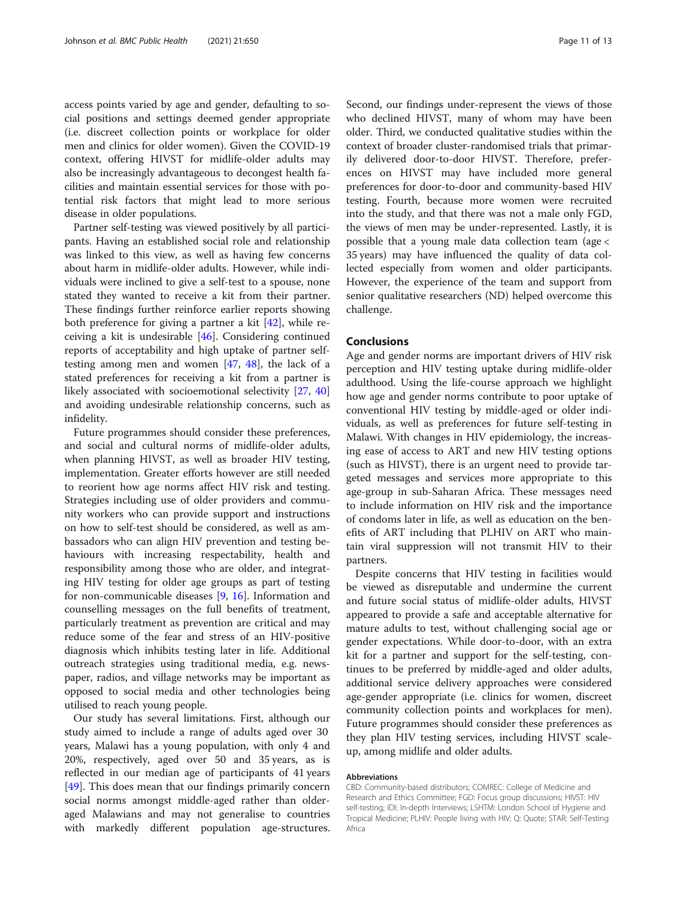access points varied by age and gender, defaulting to social positions and settings deemed gender appropriate (i.e. discreet collection points or workplace for older men and clinics for older women). Given the COVID-19 context, offering HIVST for midlife-older adults may also be increasingly advantageous to decongest health facilities and maintain essential services for those with potential risk factors that might lead to more serious disease in older populations.

Partner self-testing was viewed positively by all participants. Having an established social role and relationship was linked to this view, as well as having few concerns about harm in midlife-older adults. However, while individuals were inclined to give a self-test to a spouse, none stated they wanted to receive a kit from their partner. These findings further reinforce earlier reports showing both preference for giving a partner a kit [42], while receiving a kit is undesirable [46]. Considering continued reports of acceptability and high uptake of partner self-testing among men and women [47, 48], the lack of a stated preferences for receiving a kit from a partner is likely associated with socioemotional selectivity [27, 40] and avoiding undesirable relationship concerns, such as infidelity.

Future programmes should consider these preferences, and social and cultural norms of midlife-older adults, when planning HIVST, as well as broader HIV testing, implementation. Greater efforts however are still needed to reorient how age norms affect HIV risk and testing. Strategies including use of older providers and community workers who can provide support and instructions on how to self-test should be considered, as well as ambassadors who can align HIV prevention and testing behaviours with increasing respectability, health and responsibility among those who are older, and integrating HIV testing for older age groups as part of testing for non-communicable diseases [9, 16]. Information and counselling messages on the full benefits of treatment, particularly treatment as prevention are critical and may reduce some of the fear and stress of an HIV-positive diagnosis which inhibits testing later in life. Additional outreach strategies using traditional media, e.g. newspaper, radios, and village networks may be important as opposed to social media and other technologies being utilised to reach young people.

Our study has several limitations. First, although our study aimed to include a range of adults aged over 30 years, Malawi has a young population, with only 4 and 20%, respectively, aged over 50 and 35 years, as is reflected in our median age of participants of 41 years [49]. This does mean that our findings primarily concern social norms amongst middle-aged rather than older-aged Malawians and may not generalise to countries with markedly different population age-structures. Second, our findings under-represent the views of those who declined HIVST, many of whom may have been older. Third, we conducted qualitative studies within the context of broader cluster-randomised trials that primarily delivered door-to-door HIVST. Therefore, preferences on HIVST may have included more general preferences for door-to-door and community-based HIV testing. Fourth, because more women were recruited into the study, and that there was not a male only FGD, the views of men may be under-represented. Lastly, it is possible that a young male data collection team (age < 35 years) may have influenced the quality of data collected especially from women and older participants. However, the experience of the team and support from senior qualitative researchers (ND) helped overcome this challenge.

## Conclusions

Age and gender norms are important drivers of HIV risk perception and HIV testing uptake during midlife-older adulthood. Using the life-course approach we highlight how age and gender norms contribute to poor uptake of conventional HIV testing by middle-aged or older individuals, as well as preferences for future self-testing in Malawi. With changes in HIV epidemiology, the increasing ease of access to ART and new HIV testing options (such as HIVST), there is an urgent need to provide targeted messages and services more appropriate to this age-group in sub-Saharan Africa. These messages need to include information on HIV risk and the importance of condoms later in life, as well as education on the benefits of ART including that PLHIV on ART who maintain viral suppression will not transmit HIV to their partners.

Despite concerns that HIV testing in facilities would be viewed as disreputable and undermine the current and future social status of midlife-older adults, HIVST appeared to provide a safe and acceptable alternative for mature adults to test, without challenging social age or gender expectations. While door-to-door, with an extra kit for a partner and support for the self-testing, continues to be preferred by middle-aged and older adults, additional service delivery approaches were considered age-gender appropriate (i.e. clinics for women, discreet community collection points and workplaces for men). Future programmes should consider these preferences as they plan HIV testing services, including HIVST scale-up, among midlife and older adults.

#### Abbreviations

CBD: Community-based distributors; COMREC: College of Medicine and Research and Ethics Committee; FGD: Focus group discussions; HIVST: HIV self-testing; IDI: In-depth Interviews; LSHTM: London School of Hygiene and Tropical Medicine; PLHIV: People living with HIV; Q: Quote; STAR: Self-Testing Africa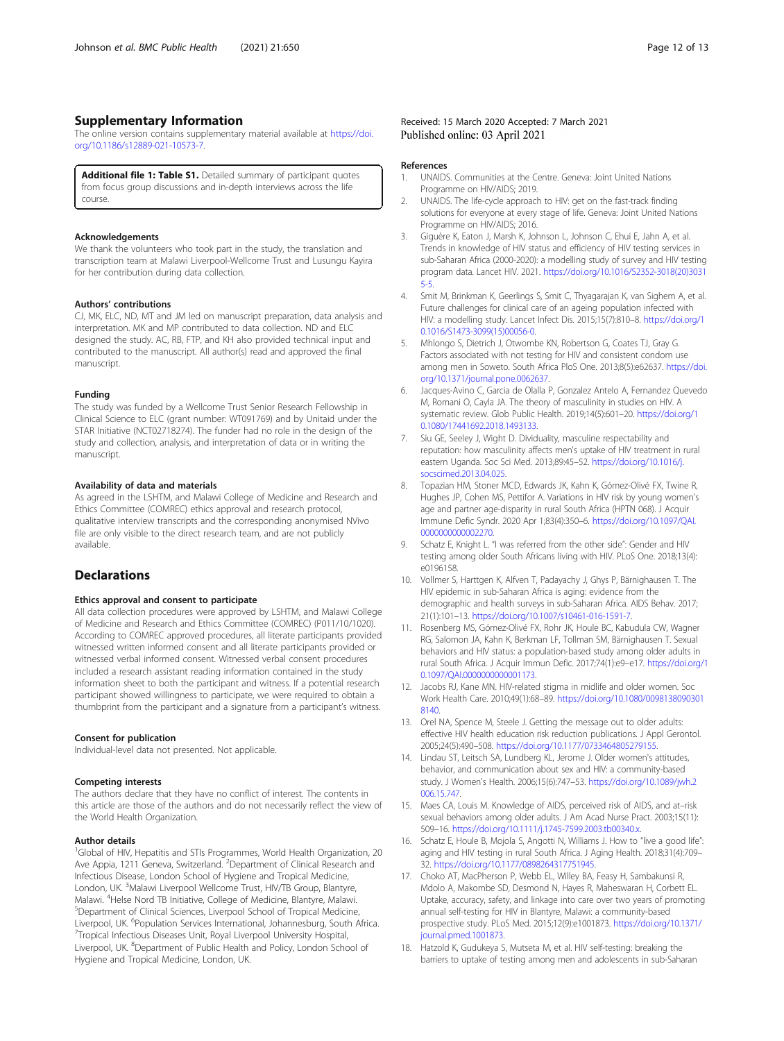## Supplementary Information

The online version contains supplementary material available at https://doi.org/10.1186/s12889-021-10573-7.

**Additional file 1: Table S1.** Detailed summary of participant quotes from focus group discussions and in-depth interviews across the life course.

### Acknowledgements

We thank the volunteers who took part in the study, the translation and transcription team at Malawi Liverpool-Wellcome Trust and Lusungu Kayira for her contribution during data collection.

### Authors' contributions

CJ, MK, ELC, ND, MT and JM led on manuscript preparation, data analysis and interpretation. MK and MP contributed to data collection. ND and ELC designed the study. AC, RB, FTP, and KH also provided technical input and contributed to the manuscript. All author(s) read and approved the final manuscript.

### Funding

The study was funded by a Wellcome Trust Senior Research Fellowship in Clinical Science to ELC (grant number: WT091769) and by Unitaid under the STAR Initiative (NCT02718274). The funder had no role in the design of the study and collection, analysis, and interpretation of data or in writing the manuscript.

### Availability of data and materials

As agreed in the LSHTM, and Malawi College of Medicine and Research and Ethics Committee (COMREC) ethics approval and research protocol, qualitative interview transcripts and the corresponding anonymised NVivo file are only visible to the direct research team, and are not publicly available.

## Declarations

### Ethics approval and consent to participate

All data collection procedures were approved by LSHTM, and Malawi College of Medicine and Research and Ethics Committee (COMREC) (P011/10/1020). According to COMREC approved procedures, all literate participants provided witnessed written informed consent and all literate participants provided or witnessed verbal informed consent. Witnessed verbal consent procedures included a research assistant reading information contained in the study information sheet to both the participant and witness. If a potential research participant showed willingness to participate, we were required to obtain a thumbprint from the participant and a signature from a participant's witness.

### Consent for publication

Individual-level data not presented. Not applicable.

### Competing interests

The authors declare that they have no conflict of interest. The contents in this article are those of the authors and do not necessarily reflect the view of the World Health Organization.

### Author details

[1]Global of HIV, Hepatitis and STIs Programmes, World Health Organization, 20 Ave Appia, 1211 Geneva, Switzerland. [2]Department of Clinical Research and Infectious Disease, London School of Hygiene and Tropical Medicine, London, UK. [3]Malawi Liverpool Wellcome Trust, HIV/TB Group, Blantyre, Malawi. [4]Helse Nord TB Initiative, College of Medicine, Blantyre, Malawi. [5]Department of Clinical Sciences, Liverpool School of Tropical Medicine, Liverpool, UK. [6]Population Services International, Johannesburg, South Africa. [7]Tropical Infectious Diseases Unit, Royal Liverpool University Hospital, Liverpool, UK. [8]Department of Public Health and Policy, London School of Hygiene and Tropical Medicine, London, UK.

Received: 15 March 2020 Accepted: 7 March 2021
Published online: 03 April 2021

### References

1. UNAIDS. Communities at the Centre. Geneva: Joint United Nations Programme on HIV/AIDS; 2019.
2. UNAIDS. The life-cycle approach to HIV: get on the fast-track finding solutions for everyone at every stage of life. Geneva: Joint United Nations Programme on HIV/AIDS; 2016.
3. Giguère K, Eaton J, Marsh K, Johnson L, Johnson C, Ehui E, Jahn A, et al. Trends in knowledge of HIV status and efficiency of HIV testing services in sub-Saharan Africa (2000-2020): a modelling study of survey and HIV testing program data. Lancet HIV. 2021. https://doi.org/10.1016/S2352-3018(20)30315-5.
4. Smit M, Brinkman K, Geerlings S, Smit C, Thyagarajan K, van Sighem A, et al. Future challenges for clinical care of an ageing population infected with HIV: a modelling study. Lancet Infect Dis. 2015;15(7):810–8. https://doi.org/10.1016/S1473-3099(15)00056-0.
5. Mhlongo S, Dietrich J, Otwombe KN, Robertson G, Coates TJ, Gray G. Factors associated with not testing for HIV and consistent condom use among men in Soweto. South Africa PloS One. 2013;8(5):e62637. https://doi.org/10.1371/journal.pone.0062637.
6. Jacques-Avino C, Garcia de Olalla P, Gonzalez Antelo A, Fernandez Quevedo M, Romani O, Cayla JA. The theory of masculinity in studies on HIV. A systematic review. Glob Public Health. 2019;14(5):601–20. https://doi.org/10.1080/17441692.2018.1493133.
7. Siu GE, Seeley J, Wight D. Dividuality, masculine respectability and reputation: how masculinity affects men's uptake of HIV treatment in rural eastern Uganda. Soc Sci Med. 2013;89:45–52. https://doi.org/10.1016/j.socscimed.2013.04.025.
8. Topazian HM, Stoner MCD, Edwards JK, Kahn K, Gómez-Olivé FX, Twine R, Hughes JP, Cohen MS, Pettifor A. Variations in HIV risk by young women's age and partner age-disparity in rural South Africa (HPTN 068). J Acquir Immune Defic Syndr. 2020 Apr 1;83(4):350–6. https://doi.org/10.1097/QAI.0000000000002270.
9. Schatz E, Knight L. "I was referred from the other side": Gender and HIV testing among older South Africans living with HIV. PLoS One. 2018;13(4):e0196158.
10. Vollmer S, Harttgen K, Alfven T, Padayachy J, Ghys P, Bärnighausen T. The HIV epidemic in sub-Saharan Africa is aging: evidence from the demographic and health surveys in sub-Saharan Africa. AIDS Behav. 2017;21(1):101–13. https://doi.org/10.1007/s10461-016-1591-7.
11. Rosenberg MS, Gómez-Olivé FX, Rohr JK, Houle BC, Kabudula CW, Wagner RG, Salomon JA, Kahn K, Berkman LF, Tollman SM, Bärnighausen T. Sexual behaviors and HIV status: a population-based study among older adults in rural South Africa. J Acquir Immun Defic. 2017;74(1):e9–e17. https://doi.org/10.1097/QAI.0000000000001173.
12. Jacobs RJ, Kane MN. HIV-related stigma in midlife and older women. Soc Work Health Care. 2010;49(1):68–89. https://doi.org/10.1080/00981380903018140.
13. Orel NA, Spence M, Steele J. Getting the message out to older adults: effective HIV health education risk reduction publications. J Appl Gerontol. 2005;24(5):490–508. https://doi.org/10.1177/0733464805279155.
14. Lindau ST, Leitsch SA, Lundberg KL, Jerome J. Older women's attitudes, behavior, and communication about sex and HIV: a community-based study. J Women's Health. 2006;15(6):747–53. https://doi.org/10.1089/jwh.2006.15.747.
15. Maes CA, Louis M. Knowledge of AIDS, perceived risk of AIDS, and at–risk sexual behaviors among older adults. J Am Acad Nurse Pract. 2003;15(11):509–16. https://doi.org/10.1111/j.1745-7599.2003.tb00340.x.
16. Schatz E, Houle B, Mojola S, Angotti N, Williams J. How to "live a good life": aging and HIV testing in rural South Africa. J Aging Health. 2018;31(4):709–32. https://doi.org/10.1177/0898264317751945.
17. Choko AT, MacPherson P, Webb EL, Willey BA, Feasy H, Sambakunsi R, Mdolo A, Makombe SD, Desmond N, Hayes R, Maheswaran H, Corbett EL. Uptake, accuracy, safety, and linkage into care over two years of promoting annual self-testing for HIV in Blantyre, Malawi: a community-based prospective study. PLoS Med. 2015;12(9):e1001873. https://doi.org/10.1371/journal.pmed.1001873.
18. Hatzold K, Gudukeya S, Mutseta M, et al. HIV self-testing: breaking the barriers to uptake of testing among men and adolescents in sub-Saharan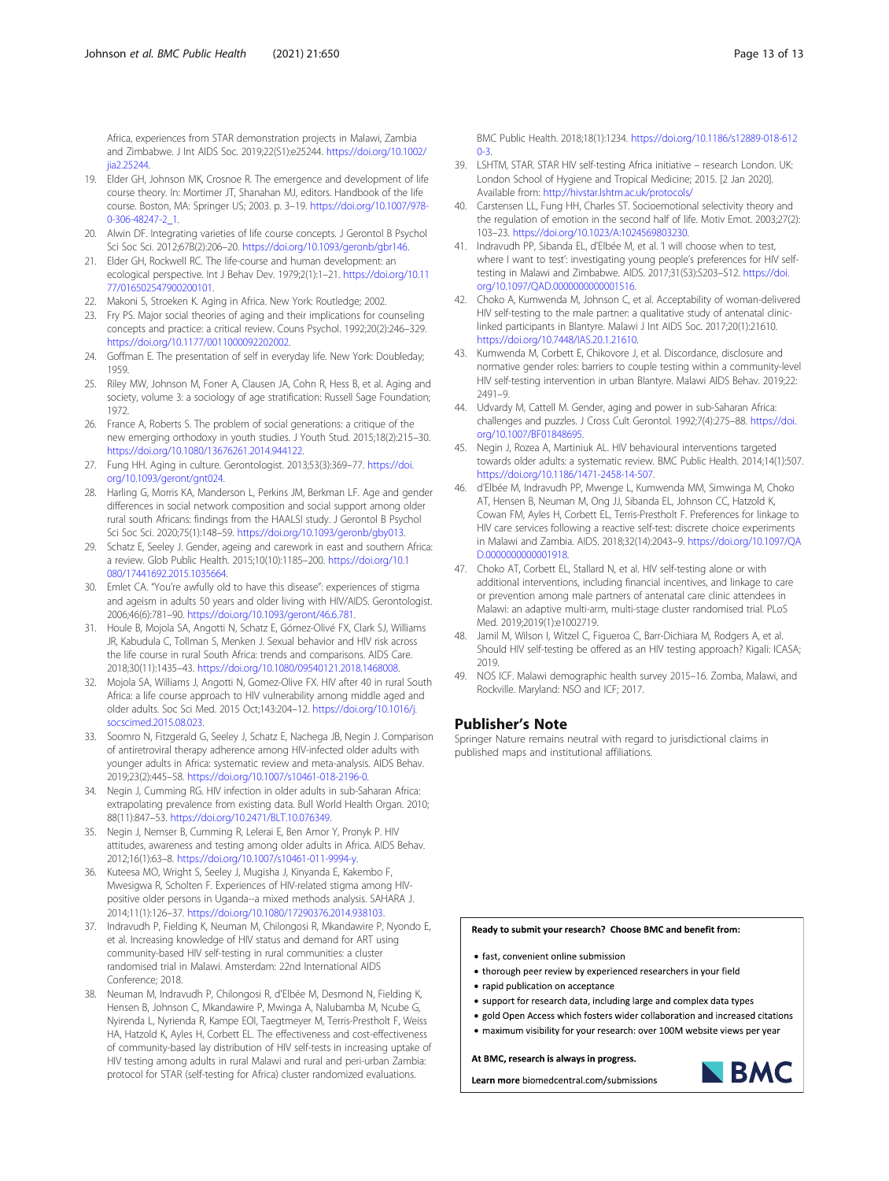Africa, experiences from STAR demonstration projects in Malawi, Zambia and Zimbabwe. J Int AIDS Soc. 2019;22(S1):e25244. https://doi.org/10.1002/jia2.25244.

19. Elder GH, Johnson MK, Crosnoe R. The emergence and development of life course theory. In: Mortimer JT, Shanahan MJ, editors. Handbook of the life course. Boston, MA: Springer US; 2003. p. 3–19. https://doi.org/10.1007/978-0-306-48247-2_1.
20. Alwin DF. Integrating varieties of life course concepts. J Gerontol B Psychol Sci Soc Sci. 2012;67B(2):206–20. https://doi.org/10.1093/geronb/gbr146.
21. Elder GH, Rockwell RC. The life-course and human development: an ecological perspective. Int J Behav Dev. 1979;2(1):1–21. https://doi.org/10.1177/016502547900200101.
22. Makoni S, Stroeken K. Aging in Africa. New York: Routledge; 2002.
23. Fry PS. Major social theories of aging and their implications for counseling concepts and practice: a critical review. Couns Psychol. 1992;20(2):246–329. https://doi.org/10.1177/0011000092202002.
24. Goffman E. The presentation of self in everyday life. New York: Doubleday; 1959.
25. Riley MW, Johnson M, Foner A, Clausen JA, Cohn R, Hess B, et al. Aging and society, volume 3: a sociology of age stratification: Russell Sage Foundation; 1972.
26. France A, Roberts S. The problem of social generations: a critique of the new emerging orthodoxy in youth studies. J Youth Stud. 2015;18(2):215–30. https://doi.org/10.1080/13676261.2014.944122.
27. Fung HH. Aging in culture. Gerontologist. 2013;53(3):369–77. https://doi.org/10.1093/geront/gnt024.
28. Harling G, Morris KA, Manderson L, Perkins JM, Berkman LF. Age and gender differences in social network composition and social support among older rural south Africans: findings from the HAALSI study. J Gerontol B Psychol Sci Soc Sci. 2020;75(1):148–59. https://doi.org/10.1093/geronb/gby013.
29. Schatz E, Seeley J. Gender, ageing and carework in east and southern Africa: a review. Glob Public Health. 2015;10(10):1185–200. https://doi.org/10.1080/17441692.2015.1035664.
30. Emlet CA. "You're awfully old to have this disease": experiences of stigma and ageism in adults 50 years and older living with HIV/AIDS. Gerontologist. 2006;46(6):781–90. https://doi.org/10.1093/geront/46.6.781.
31. Houle B, Mojola SA, Angotti N, Schatz E, Gómez-Olivé FX, Clark SJ, Williams JR, Kabudula C, Tollman S, Menken J. Sexual behavior and HIV risk across the life course in rural South Africa: trends and comparisons. AIDS Care. 2018;30(11):1435–43. https://doi.org/10.1080/09540121.2018.1468008.
32. Mojola SA, Williams J, Angotti N, Gomez-Olive FX. HIV after 40 in rural South Africa: a life course approach to HIV vulnerability among middle aged and older adults. Soc Sci Med. 2015 Oct;143:204–12. https://doi.org/10.1016/j.socscimed.2015.08.023.
33. Soomro N, Fitzgerald G, Seeley J, Schatz E, Nachega JB, Negin J. Comparison of antiretroviral therapy adherence among HIV-infected older adults with younger adults in Africa: systematic review and meta-analysis. AIDS Behav. 2019;23(2):445–58. https://doi.org/10.1007/s10461-018-2196-0.
34. Negin J, Cumming RG. HIV infection in older adults in sub-Saharan Africa: extrapolating prevalence from existing data. Bull World Health Organ. 2010;88(11):847–53. https://doi.org/10.2471/BLT.10.076349.
35. Negin J, Nemser B, Cumming R, Lelerai E, Ben Amor Y, Pronyk P. HIV attitudes, awareness and testing among older adults in Africa. AIDS Behav. 2012;16(1):63–8. https://doi.org/10.1007/s10461-011-9994-y.
36. Kuteesa MO, Wright S, Seeley J, Mugisha J, Kinyanda E, Kakembo F, Mwesigwa R, Scholten F. Experiences of HIV-related stigma among HIV-positive older persons in Uganda--a mixed methods analysis. SAHARA J. 2014;11(1):126–37. https://doi.org/10.1080/17290376.2014.938103.
37. Indravudh P, Fielding K, Neuman M, Chilongosi R, Mkandawire P, Nyondo E, et al. Increasing knowledge of HIV status and demand for ART using community-based HIV self-testing in rural communities: a cluster randomised trial in Malawi. Amsterdam: 22nd International AIDS Conference; 2018.
38. Neuman M, Indravudh P, Chilongosi R, d'Elbée M, Desmond N, Fielding K, Hensen B, Johnson C, Mkandawire P, Mwinga A, Nalubamba M, Ncube G, Nyirenda L, Nyrienda R, Kampe EOI, Taegtmeyer M, Terris-Prestholt F, Weiss HA, Hatzold K, Ayles H, Corbett EL. The effectiveness and cost-effectiveness of community-based lay distribution of HIV self-tests in increasing uptake of HIV testing among adults in rural Malawi and rural and peri-urban Zambia: protocol for STAR (self-testing for Africa) cluster randomized evaluations. BMC Public Health. 2018;18(1):1234. https://doi.org/10.1186/s12889-018-6120-3.
39. LSHTM, STAR. STAR HIV self-testing Africa initiative – research London. UK: London School of Hygiene and Tropical Medicine; 2015. [2 Jan 2020]. Available from: http://hivstar.lshtm.ac.uk/protocols/
40. Carstensen LL, Fung HH, Charles ST. Socioemotional selectivity theory and the regulation of emotion in the second half of life. Motiv Emot. 2003;27(2):103–23. https://doi.org/10.1023/A:1024569803230.
41. Indravudh PP, Sibanda EL, d'Elbée M, et al. 'I will choose when to test, where I want to test': investigating young people's preferences for HIV self-testing in Malawi and Zimbabwe. AIDS. 2017;31(S3):S203–S12. https://doi.org/10.1097/QAD.0000000000001516.
42. Choko A, Kumwenda M, Johnson C, et al. Acceptability of woman-delivered HIV self-testing to the male partner: a qualitative study of antenatal clinic-linked participants in Blantyre. Malawi J Int AIDS Soc. 2017;20(1):21610. https://doi.org/10.7448/IAS.20.1.21610.
43. Kumwenda M, Corbett E, Chikovore J, et al. Discordance, disclosure and normative gender roles: barriers to couple testing within a community-level HIV self-testing intervention in urban Blantyre. Malawi AIDS Behav. 2019;22:2491–9.
44. Udvardy M, Cattell M. Gender, aging and power in sub-Saharan Africa: challenges and puzzles. J Cross Cult Gerontol. 1992;7(4):275–88. https://doi.org/10.1007/BF01848695.
45. Negin J, Rozea A, Martiniuk AL. HIV behavioural interventions targeted towards older adults: a systematic review. BMC Public Health. 2014;14(1):507. https://doi.org/10.1186/1471-2458-14-507.
46. d'Elbée M, Indravudh PP, Mwenge L, Kumwenda MM, Simwinga M, Choko AT, Hensen B, Neuman M, Ong JJ, Sibanda EL, Johnson CC, Hatzold K, Cowan FM, Ayles H, Corbett EL, Terris-Prestholt F. Preferences for linkage to HIV care services following a reactive self-test: discrete choice experiments in Malawi and Zambia. AIDS. 2018;32(14):2043–9. https://doi.org/10.1097/QAD.0000000000001918.
47. Choko AT, Corbett EL, Stallard N, et al. HIV self-testing alone or with additional interventions, including financial incentives, and linkage to care or prevention among male partners of antenatal care clinic attendees in Malawi: an adaptive multi-arm, multi-stage cluster randomised trial. PLoS Med. 2019;2019(1):e1002719.
48. Jamil M, Wilson I, Witzel C, Figueroa C, Barr-Dichiara M, Rodgers A, et al. Should HIV self-testing be offered as an HIV testing approach? Kigali: ICASA; 2019.
49. NOS ICF. Malawi demographic health survey 2015–16. Zomba, Malawi, and Rockville. Maryland: NSO and ICF; 2017.

## Publisher's Note

Springer Nature remains neutral with regard to jurisdictional claims in published maps and institutional affiliations.

**Ready to submit your research? Choose BMC and benefit from:**

- fast, convenient online submission
- thorough peer review by experienced researchers in your field
- rapid publication on acceptance
- support for research data, including large and complex data types
- gold Open Access which fosters wider collaboration and increased citations
- maximum visibility for your research: over 100M website views per year

**At BMC, research is always in progress.**

**Learn more** biomedcentral.com/submissions

BMC